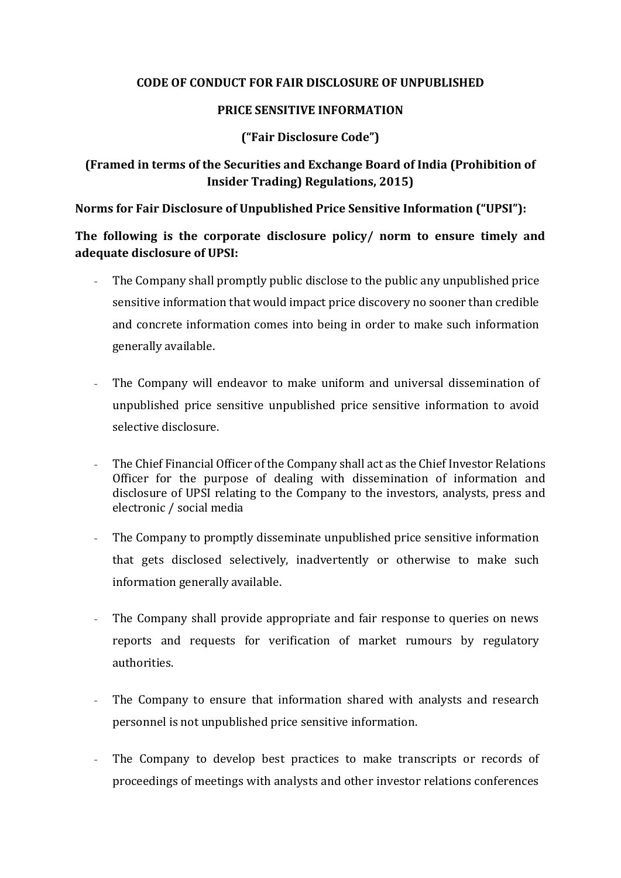# CODE OF CONDUCT FOR FAIR DISCLOSURE OF UNPUBLISHED PRICE SENSITIVE INFORMATION

## ("Fair Disclosure Code")

## (Framed in terms of the Securities and Exchange Board of India (Prohibition of Insider Trading) Regulations, 2015)

**Norms for Fair Disclosure of Unpublished Price Sensitive Information ("UPSI"):**

**The following is the corporate disclosure policy/ norm to ensure timely and adequate disclosure of UPSI:**

- The Company shall promptly public disclose to the public any unpublished price sensitive information that would impact price discovery no sooner than credible and concrete information comes into being in order to make such information generally available.

- The Company will endeavor to make uniform and universal dissemination of unpublished price sensitive unpublished price sensitive information to avoid selective disclosure.

- The Chief Financial Officer of the Company shall act as the Chief Investor Relations Officer for the purpose of dealing with dissemination of information and disclosure of UPSI relating to the Company to the investors, analysts, press and electronic / social media

- The Company to promptly disseminate unpublished price sensitive information that gets disclosed selectively, inadvertently or otherwise to make such information generally available.

- The Company shall provide appropriate and fair response to queries on news reports and requests for verification of market rumours by regulatory authorities.

- The Company to ensure that information shared with analysts and research personnel is not unpublished price sensitive information.

- The Company to develop best practices to make transcripts or records of proceedings of meetings with analysts and other investor relations conferences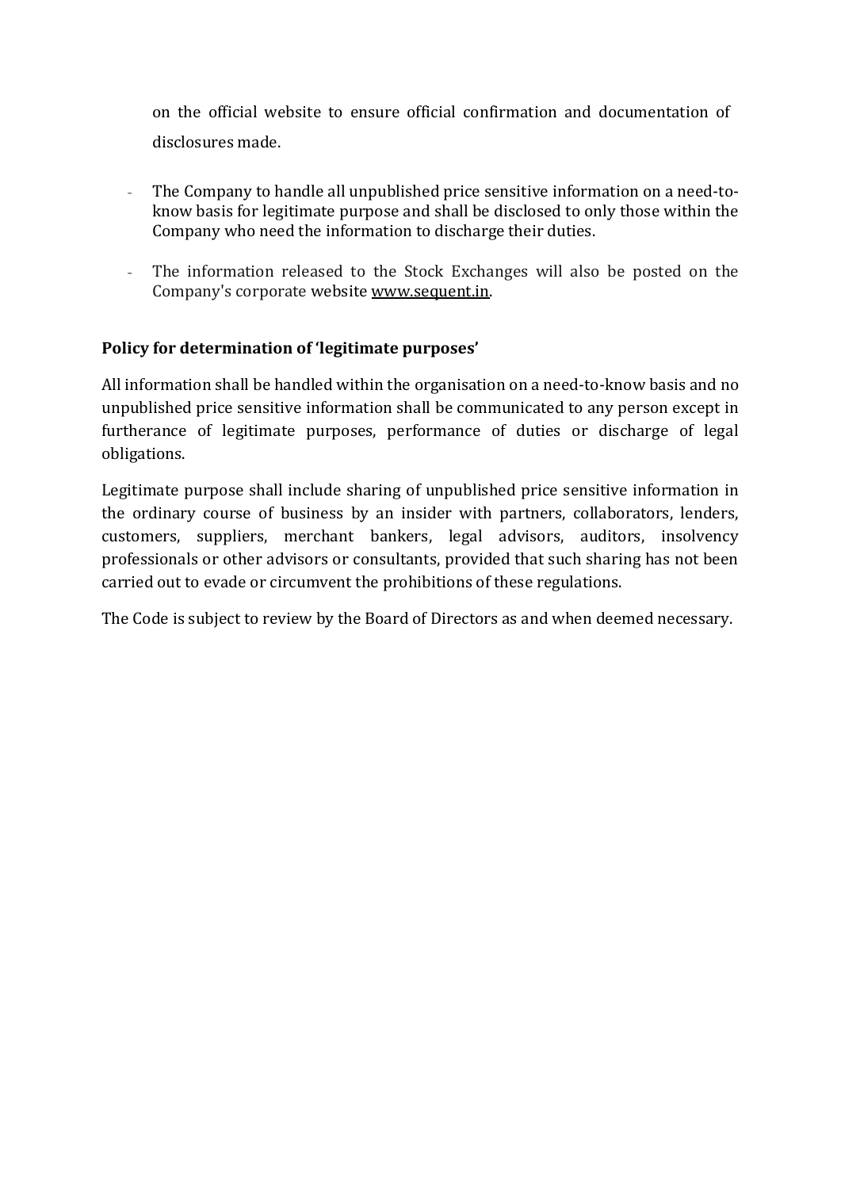on the official website to ensure official confirmation and documentation of disclosures made.

- The Company to handle all unpublished price sensitive information on a need-to-know basis for legitimate purpose and shall be disclosed to only those within the Company who need the information to discharge their duties.

- The information released to the Stock Exchanges will also be posted on the Company's corporate website www.sequent.in.

**Policy for determination of 'legitimate purposes'**

All information shall be handled within the organisation on a need-to-know basis and no unpublished price sensitive information shall be communicated to any person except in furtherance of legitimate purposes, performance of duties or discharge of legal obligations.

Legitimate purpose shall include sharing of unpublished price sensitive information in the ordinary course of business by an insider with partners, collaborators, lenders, customers, suppliers, merchant bankers, legal advisors, auditors, insolvency professionals or other advisors or consultants, provided that such sharing has not been carried out to evade or circumvent the prohibitions of these regulations.

The Code is subject to review by the Board of Directors as and when deemed necessary.